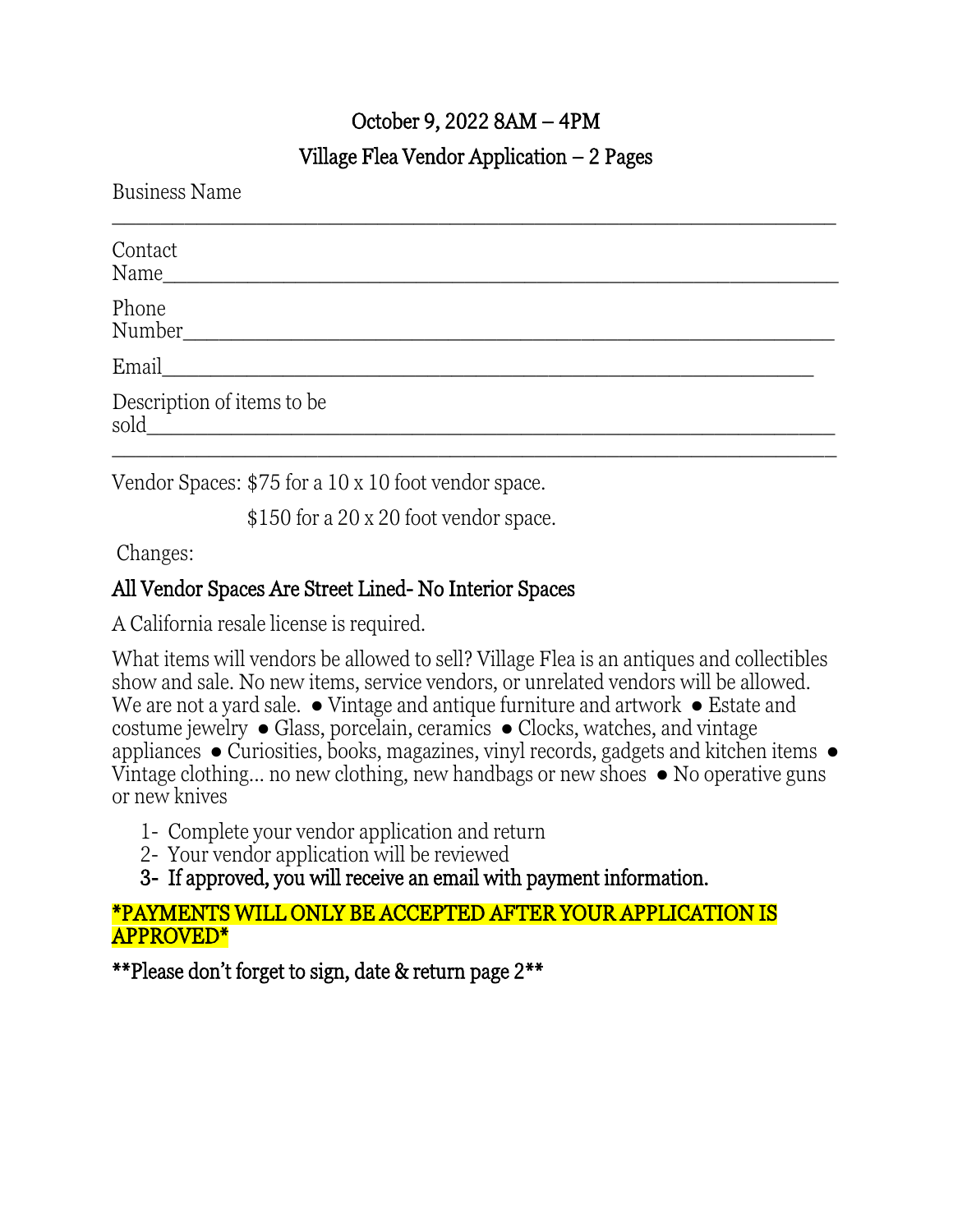## October 9, 2022 8AM – 4PM

## Village Flea Vendor Application – 2 Pages

Business Name\_\_\_\_\_\_\_\_\_\_\_\_\_\_\_\_\_\_\_\_\_\_\_\_\_\_\_\_\_\_\_\_\_\_\_\_\_\_\_\_\_\_\_\_\_\_\_\_\_\_\_\_\_\_\_\_\_\_\_\_

Contact Name\_\_\_\_\_\_\_\_\_\_\_\_\_\_\_\_\_\_\_\_\_\_\_\_\_\_\_\_\_\_\_\_\_\_\_\_\_\_\_\_\_\_\_\_\_\_\_\_\_\_\_\_\_\_\_\_\_\_\_\_

Phone Number\_\_\_\_\_\_\_\_\_\_\_\_\_\_\_\_\_\_\_\_\_\_\_\_\_\_\_\_\_\_\_\_\_\_\_\_\_\_\_\_\_\_\_\_\_\_\_\_\_\_\_\_\_\_\_\_\_\_\_\_

Email\_\_\_\_\_\_\_\_\_\_\_\_\_\_\_\_\_\_\_\_\_\_\_\_\_\_\_\_\_\_\_\_\_\_\_\_\_\_\_\_\_\_\_\_\_\_\_\_\_\_\_\_\_\_\_\_\_\_\_\_

Description of items to be sold\_\_\_\_\_\_\_\_\_\_\_\_\_\_\_\_\_\_\_\_\_\_\_\_\_\_\_\_\_\_\_\_\_\_\_\_\_\_\_\_\_\_\_\_\_\_\_\_\_\_\_\_\_\_\_\_\_\_\_\_
\_\_\_\_\_\_\_\_\_\_\_\_\_\_\_\_\_\_\_\_\_\_\_\_\_\_\_\_\_\_\_\_\_\_\_\_\_\_\_\_\_\_\_\_\_\_\_\_\_\_\_\_\_\_\_\_\_\_\_\_

Vendor Spaces: $75 for a 10 x 10 foot vendor space.
$150 for a 20 x 20 foot vendor space.

Changes:

**All Vendor Spaces Are Street Lined- No Interior Spaces**

A California resale license is required.

What items will vendors be allowed to sell? Village Flea is an antiques and collectibles show and sale. No new items, service vendors, or unrelated vendors will be allowed. We are not a yard sale. ● Vintage and antique furniture and artwork ● Estate and costume jewelry ● Glass, porcelain, ceramics ● Clocks, watches, and vintage appliances ● Curiosities, books, magazines, vinyl records, gadgets and kitchen items ● Vintage clothing… no new clothing, new handbags or new shoes ● No operative guns or new knives

1- Complete your vendor application and return
2- Your vendor application will be reviewed
3- **If approved, you will receive an email with payment information.**

**\*PAYMENTS WILL ONLY BE ACCEPTED AFTER YOUR APPLICATION IS APPROVED\***

**\*\*Please don't forget to sign, date & return page 2\*\***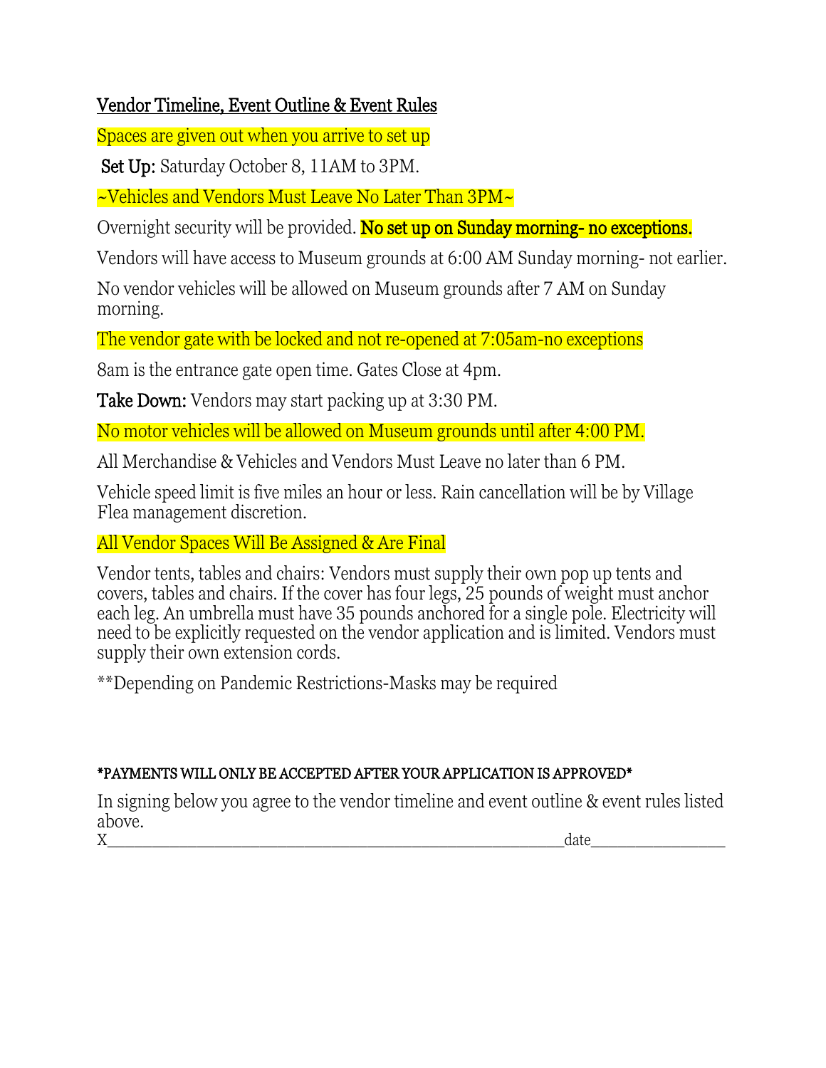## Vendor Timeline, Event Outline & Event Rules

Spaces are given out when you arrive to set up

**Set Up:** Saturday October 8, 11AM to 3PM.

~Vehicles and Vendors Must Leave No Later Than 3PM~

Overnight security will be provided. **No set up on Sunday morning- no exceptions.**

Vendors will have access to Museum grounds at 6:00 AM Sunday morning- not earlier.

No vendor vehicles will be allowed on Museum grounds after 7 AM on Sunday morning.

The vendor gate with be locked and not re-opened at 7:05am-no exceptions

8am is the entrance gate open time. Gates Close at 4pm.

**Take Down:** Vendors may start packing up at 3:30 PM.

No motor vehicles will be allowed on Museum grounds until after 4:00 PM.

All Merchandise & Vehicles and Vendors Must Leave no later than 6 PM.

Vehicle speed limit is five miles an hour or less. Rain cancellation will be by Village Flea management discretion.

All Vendor Spaces Will Be Assigned & Are Final

Vendor tents, tables and chairs: Vendors must supply their own pop up tents and covers, tables and chairs. If the cover has four legs, 25 pounds of weight must anchor each leg. An umbrella must have 35 pounds anchored for a single pole. Electricity will need to be explicitly requested on the vendor application and is limited. Vendors must supply their own extension cords.

**Depending on Pandemic Restrictions-Masks may be required

**\*PAYMENTS WILL ONLY BE ACCEPTED AFTER YOUR APPLICATION IS APPROVED\***

In signing below you agree to the vendor timeline and event outline & event rules listed above.

X\_\_\_\_\_\_\_\_\_\_\_\_\_\_\_\_\_\_\_\_\_\_\_\_\_\_\_\_\_\_\_\_\_\_\_\_\_\_\_\_\_\_\_\_\_\_\_\_\_\_\_\_\_\_\_\_\_\_\_\_date\_\_\_\_\_\_\_\_\_\_\_\_\_\_\_\_\_\_